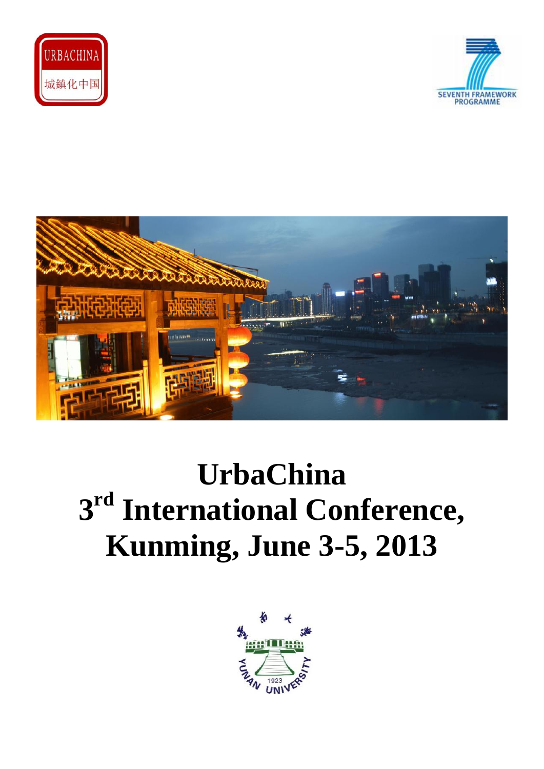URBACHINA
城鎮化中国

SEVENTH FRAMEWORK PROGRAMME

# UrbaChina
# 3rd International Conference, Kunming, June 3-5, 2013

YUNAN UNIVERSITY 1923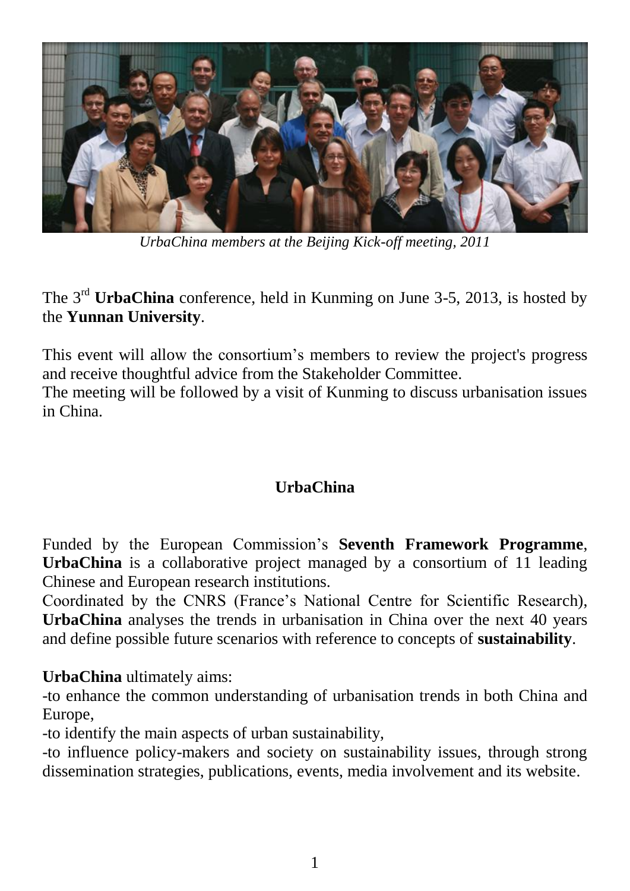*UrbaChina members at the Beijing Kick-off meeting, 2011*

The 3rd **UrbaChina** conference, held in Kunming on June 3-5, 2013, is hosted by the **Yunnan University**.

This event will allow the consortium's members to review the project's progress and receive thoughtful advice from the Stakeholder Committee.

The meeting will be followed by a visit of Kunming to discuss urbanisation issues in China.

## UrbaChina

Funded by the European Commission's **Seventh Framework Programme**, **UrbaChina** is a collaborative project managed by a consortium of 11 leading Chinese and European research institutions.

Coordinated by the CNRS (France's National Centre for Scientific Research), **UrbaChina** analyses the trends in urbanisation in China over the next 40 years and define possible future scenarios with reference to concepts of **sustainability**.

**UrbaChina** ultimately aims:

-to enhance the common understanding of urbanisation trends in both China and Europe,

-to identify the main aspects of urban sustainability,

-to influence policy-makers and society on sustainability issues, through strong dissemination strategies, publications, events, media involvement and its website.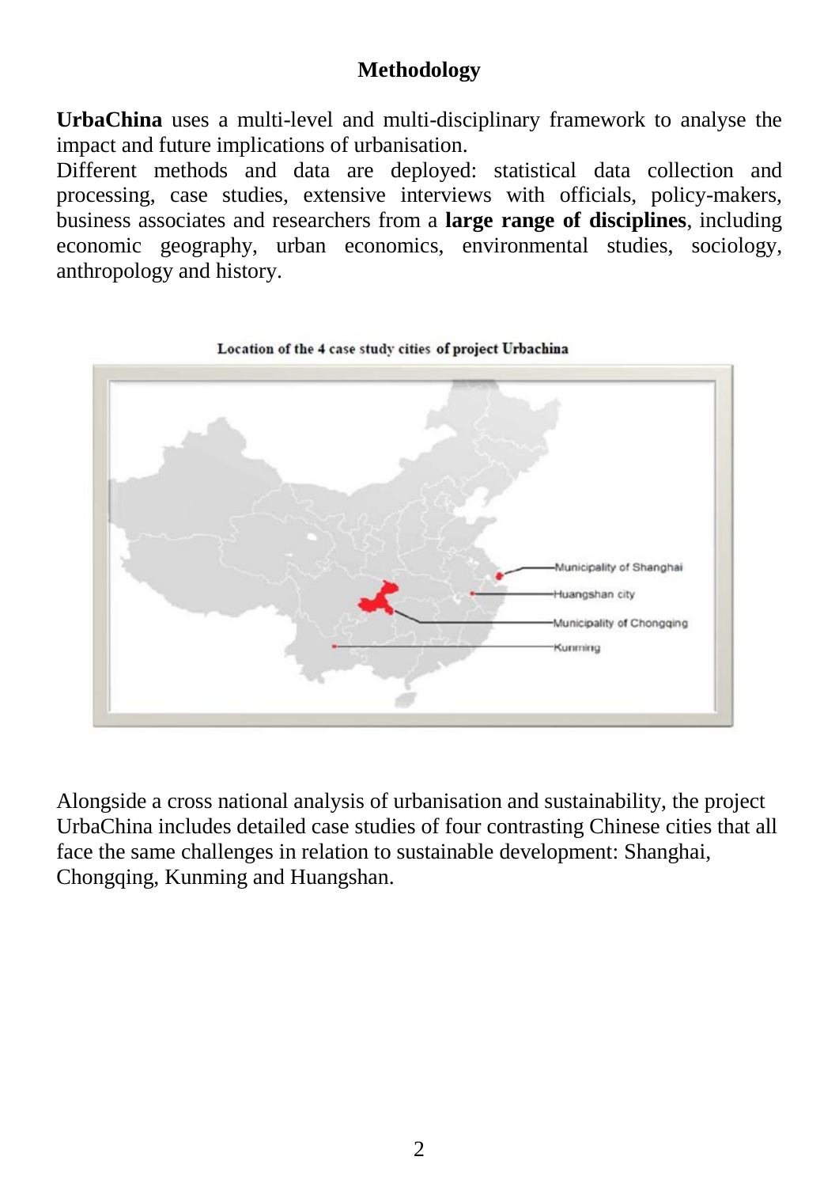## Methodology

**UrbaChina** uses a multi-level and multi-disciplinary framework to analyse the impact and future implications of urbanisation.
Different methods and data are deployed: statistical data collection and processing, case studies, extensive interviews with officials, policy-makers, business associates and researchers from a **large range of disciplines**, including economic geography, urban economics, environmental studies, sociology, anthropology and history.

Location of the 4 case study cities of project Urbachina

Alongside a cross national analysis of urbanisation and sustainability, the project UrbaChina includes detailed case studies of four contrasting Chinese cities that all face the same challenges in relation to sustainable development: Shanghai, Chongqing, Kunming and Huangshan.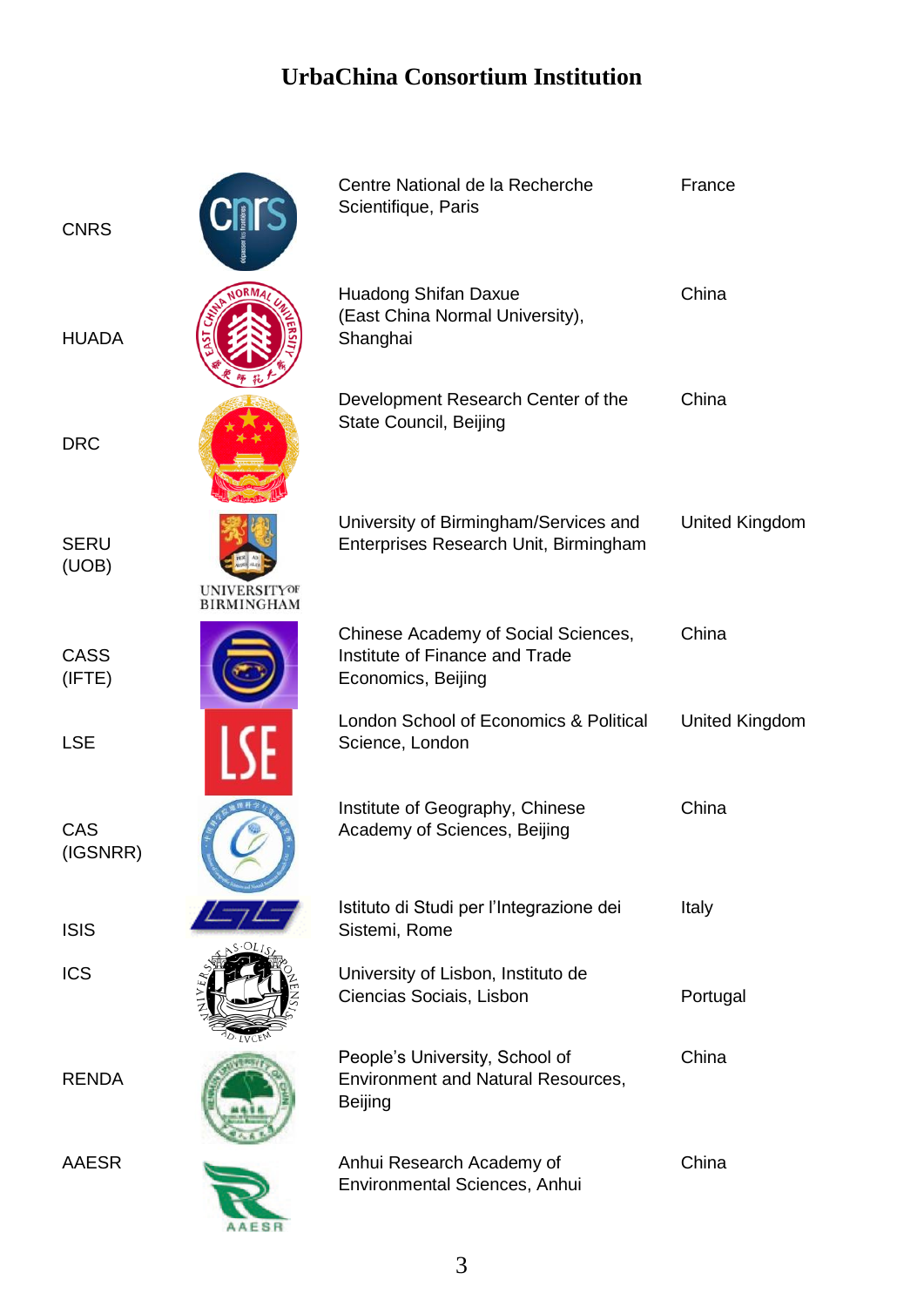# UrbaChina Consortium Institution

| | | |
|---|---|---|
| CNRS | Centre National de la Recherche Scientifique, Paris | France |
| HUADA | Huadong Shifan Daxue (East China Normal University), Shanghai | China |
| DRC | Development Research Center of the State Council, Beijing | China |
| SERU (UOB) | University of Birmingham/Services and Enterprises Research Unit, Birmingham | United Kingdom |
| CASS (IFTE) | Chinese Academy of Social Sciences, Institute of Finance and Trade Economics, Beijing | China |
| LSE | London School of Economics & Political Science, London | United Kingdom |
| CAS (IGSNRR) | Institute of Geography, Chinese Academy of Sciences, Beijing | China |
| ISIS | Istituto di Studi per l'Integrazione dei Sistemi, Rome | Italy |
| ICS | University of Lisbon, Instituto de Ciencias Sociais, Lisbon | Portugal |
| RENDA | People's University, School of Environment and Natural Resources, Beijing | China |
| AAESR | Anhui Research Academy of Environmental Sciences, Anhui | China |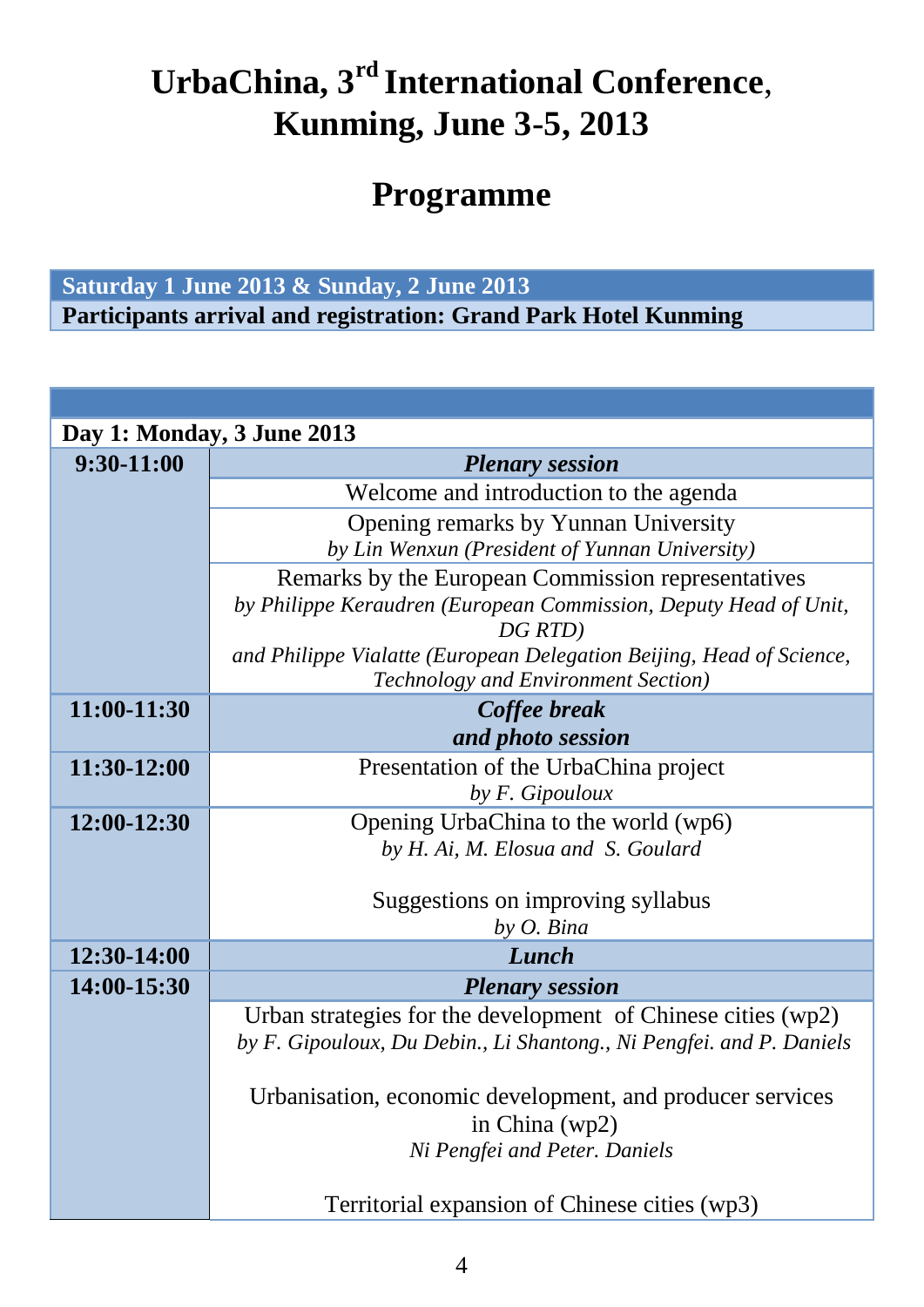# UrbaChina, 3rd International Conference, Kunming, June 3-5, 2013

# Programme

| Saturday 1 June 2013 & Sunday, 2 June 2013 |
|---|
| **Participants arrival and registration: Grand Park Hotel Kunming** |

| Day 1: Monday, 3 June 2013 | |
|---|---|
| **9:30-11:00** | ***Plenary session*** |
| | Welcome and introduction to the agenda |
| | Opening remarks by Yunnan University<br>*by Lin Wenxun (President of Yunnan University)* |
| | Remarks by the European Commission representatives<br>*by Philippe Keraudren (European Commission, Deputy Head of Unit, DG RTD)*<br>*and Philippe Vialatte (European Delegation Beijing, Head of Science, Technology and Environment Section)* |
| **11:00-11:30** | ***Coffee break and photo session*** |
| **11:30-12:00** | Presentation of the UrbaChina project<br>*by F. Gipouloux* |
| **12:00-12:30** | Opening UrbaChina to the world (wp6)<br>*by H. Ai, M. Elosua and S. Goulard*<br><br>Suggestions on improving syllabus<br>*by O. Bina* |
| **12:30-14:00** | ***Lunch*** |
| **14:00-15:30** | ***Plenary session*** |
| | Urban strategies for the development of Chinese cities (wp2)<br>*by F. Gipouloux, Du Debin., Li Shantong., Ni Pengfei. and P. Daniels*<br><br>Urbanisation, economic development, and producer services in China (wp2)<br>*Ni Pengfei and Peter. Daniels*<br><br>Territorial expansion of Chinese cities (wp3) |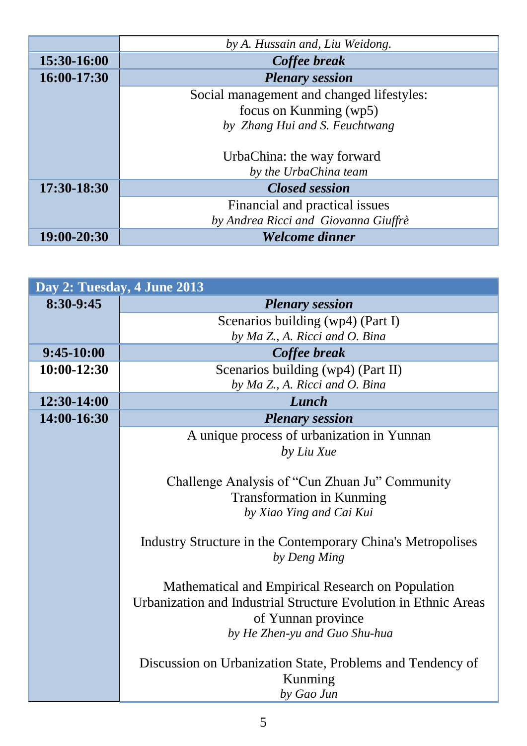| | |
|---|---|
| | *by A. Hussain and, Liu Weidong.* |
| **15:30-16:00** | ***Coffee break*** |
| **16:00-17:30** | ***Plenary session*** |
| | Social management and changed lifestyles: focus on Kunming (wp5) *by Zhang Hui and S. Feuchtwang* <br><br> UrbaChina: the way forward *by the UrbaChina team* |
| **17:30-18:30** | ***Closed session*** |
| | Financial and practical issues *by Andrea Ricci and Giovanna Giuffrè* |
| **19:00-20:30** | ***Welcome dinner*** |

| **Day 2: Tuesday, 4 June 2013** | |
|---|---|
| **8:30-9:45** | ***Plenary session*** |
| | Scenarios building (wp4) (Part I) *by Ma Z., A. Ricci and O. Bina* |
| **9:45-10:00** | ***Coffee break*** |
| **10:00-12:30** | Scenarios building (wp4) (Part II) *by Ma Z., A. Ricci and O. Bina* |
| **12:30-14:00** | ***Lunch*** |
| **14:00-16:30** | ***Plenary session*** |
| | A unique process of urbanization in Yunnan *by Liu Xue* <br><br> Challenge Analysis of "Cun Zhuan Ju" Community Transformation in Kunming *by Xiao Ying and Cai Kui* <br><br> Industry Structure in the Contemporary China's Metropolises *by Deng Ming* <br><br> Mathematical and Empirical Research on Population Urbanization and Industrial Structure Evolution in Ethnic Areas of Yunnan province *by He Zhen-yu and Guo Shu-hua* <br><br> Discussion on Urbanization State, Problems and Tendency of Kunming *by Gao Jun* |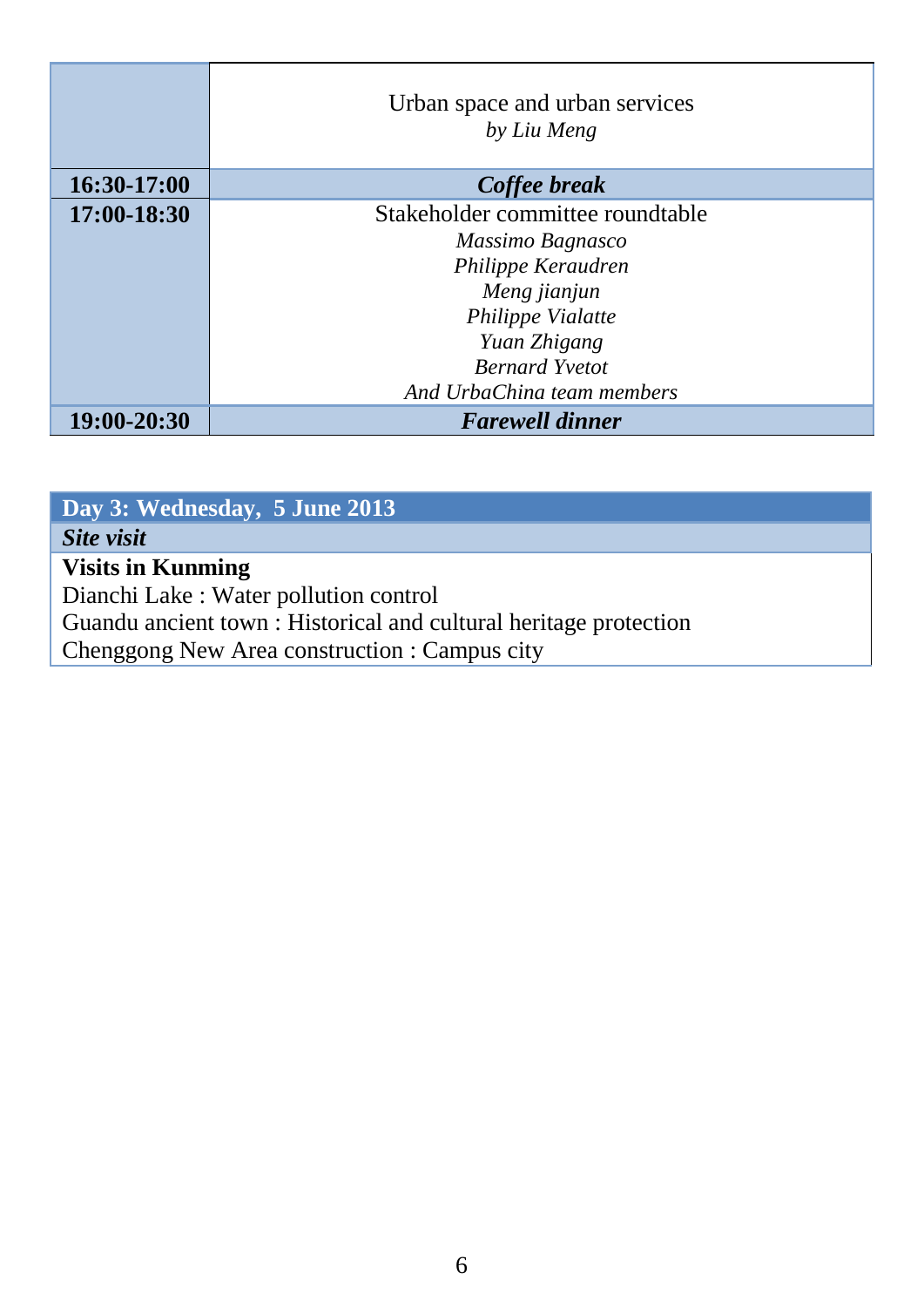| | |
|---|---|
| | Urban space and urban services<br>*by Liu Meng* |
| **16:30-17:00** | ***Coffee break*** |
| **17:00-18:30** | Stakeholder committee roundtable<br>*Massimo Bagnasco*<br>*Philippe Keraudren*<br>*Meng jianjun*<br>*Philippe Vialatte*<br>*Yuan Zhigang*<br>*Bernard Yvetot*<br>*And UrbaChina team members* |
| **19:00-20:30** | ***Farewell dinner*** |

| **Day 3: Wednesday, 5 June 2013** |
|---|
| ***Site visit*** |
| **Visits in Kunming**<br>Dianchi Lake : Water pollution control<br>Guandu ancient town : Historical and cultural heritage protection<br>Chenggong New Area construction : Campus city |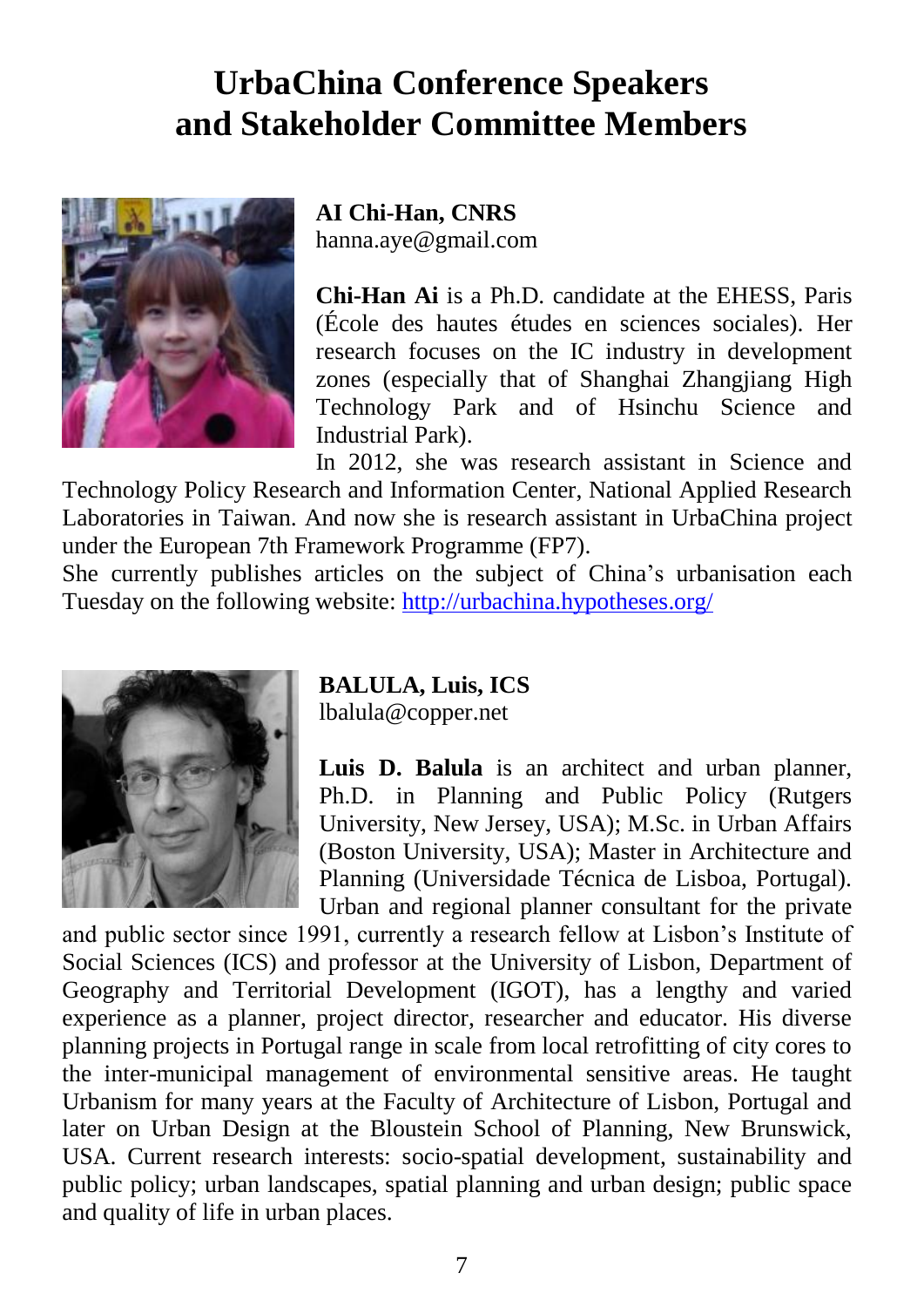# UrbaChina Conference Speakers and Stakeholder Committee Members

**AI Chi-Han, CNRS**
hanna.aye@gmail.com

**Chi-Han Ai** is a Ph.D. candidate at the EHESS, Paris (École des hautes études en sciences sociales). Her research focuses on the IC industry in development zones (especially that of Shanghai Zhangjiang High Technology Park and of Hsinchu Science and Industrial Park).

In 2012, she was research assistant in Science and Technology Policy Research and Information Center, National Applied Research Laboratories in Taiwan. And now she is research assistant in UrbaChina project under the European 7th Framework Programme (FP7).

She currently publishes articles on the subject of China's urbanisation each Tuesday on the following website: [http://urbachina.hypotheses.org/](http://urbachina.hypotheses.org/)

**BALULA, Luis, ICS**
lbalula@copper.net

**Luis D. Balula** is an architect and urban planner, Ph.D. in Planning and Public Policy (Rutgers University, New Jersey, USA); M.Sc. in Urban Affairs (Boston University, USA); Master in Architecture and Planning (Universidade Técnica de Lisboa, Portugal). Urban and regional planner consultant for the private and public sector since 1991, currently a research fellow at Lisbon's Institute of Social Sciences (ICS) and professor at the University of Lisbon, Department of Geography and Territorial Development (IGOT), has a lengthy and varied experience as a planner, project director, researcher and educator. His diverse planning projects in Portugal range in scale from local retrofitting of city cores to the inter-municipal management of environmental sensitive areas. He taught Urbanism for many years at the Faculty of Architecture of Lisbon, Portugal and later on Urban Design at the Bloustein School of Planning, New Brunswick, USA. Current research interests: socio-spatial development, sustainability and public policy; urban landscapes, spatial planning and urban design; public space and quality of life in urban places.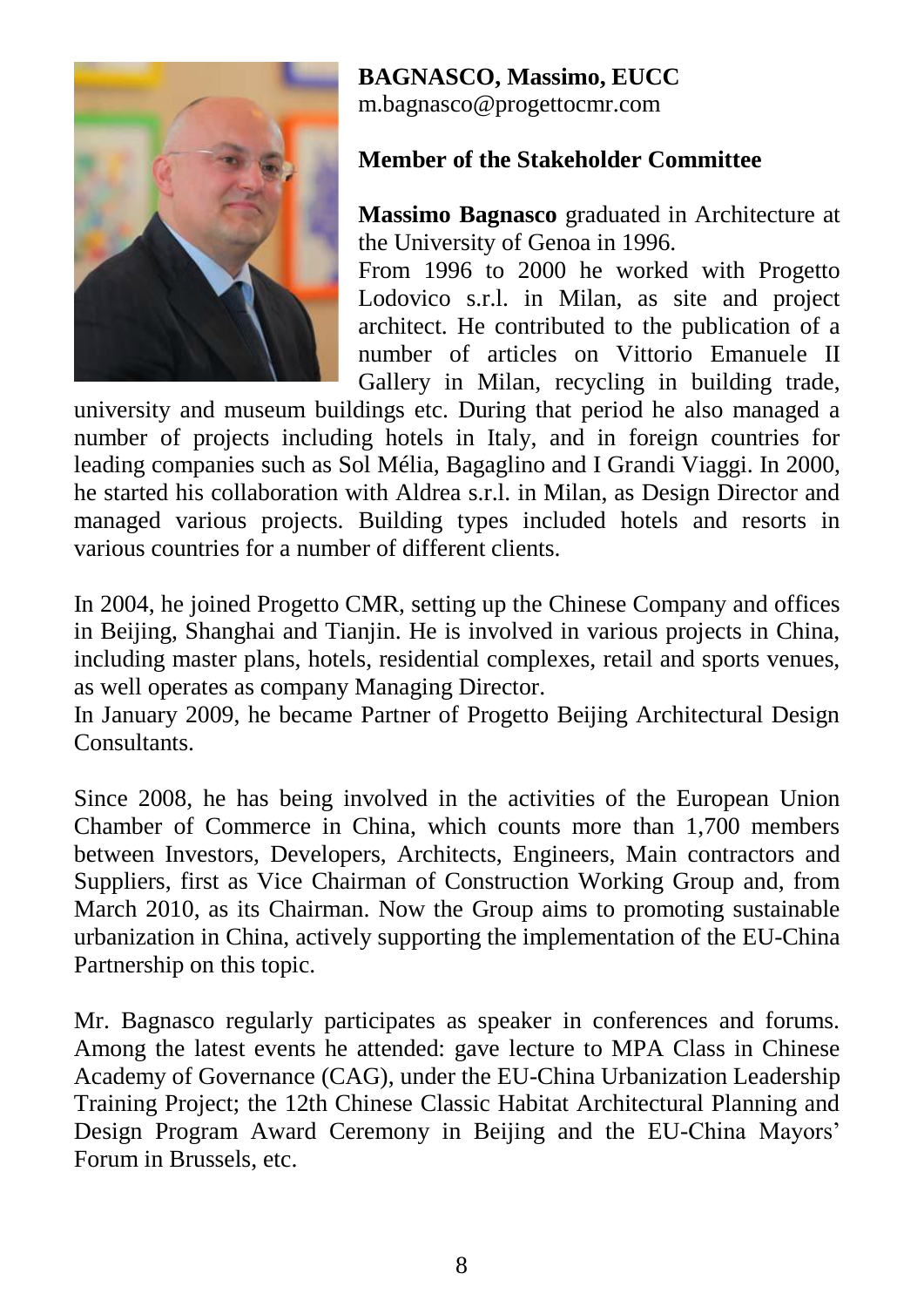**BAGNASCO, Massimo, EUCC**
m.bagnasco@progettocmr.com

**Member of the Stakeholder Committee**

**Massimo Bagnasco** graduated in Architecture at the University of Genoa in 1996.
From 1996 to 2000 he worked with Progetto Lodovico s.r.l. in Milan, as site and project architect. He contributed to the publication of a number of articles on Vittorio Emanuele II Gallery in Milan, recycling in building trade, university and museum buildings etc. During that period he also managed a number of projects including hotels in Italy, and in foreign countries for leading companies such as Sol Mélia, Bagaglino and I Grandi Viaggi. In 2000, he started his collaboration with Aldrea s.r.l. in Milan, as Design Director and managed various projects. Building types included hotels and resorts in various countries for a number of different clients.

In 2004, he joined Progetto CMR, setting up the Chinese Company and offices in Beijing, Shanghai and Tianjin. He is involved in various projects in China, including master plans, hotels, residential complexes, retail and sports venues, as well operates as company Managing Director.
In January 2009, he became Partner of Progetto Beijing Architectural Design Consultants.

Since 2008, he has being involved in the activities of the European Union Chamber of Commerce in China, which counts more than 1,700 members between Investors, Developers, Architects, Engineers, Main contractors and Suppliers, first as Vice Chairman of Construction Working Group and, from March 2010, as its Chairman. Now the Group aims to promoting sustainable urbanization in China, actively supporting the implementation of the EU-China Partnership on this topic.

Mr. Bagnasco regularly participates as speaker in conferences and forums. Among the latest events he attended: gave lecture to MPA Class in Chinese Academy of Governance (CAG), under the EU-China Urbanization Leadership Training Project; the 12th Chinese Classic Habitat Architectural Planning and Design Program Award Ceremony in Beijing and the EU-China Mayors' Forum in Brussels, etc.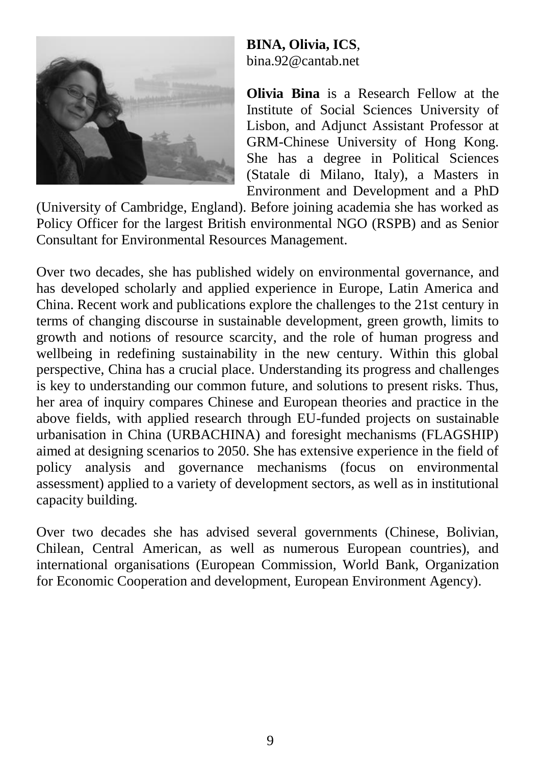**BINA, Olivia, ICS**,
bina.92@cantab.net

**Olivia Bina** is a Research Fellow at the Institute of Social Sciences University of Lisbon, and Adjunct Assistant Professor at GRM-Chinese University of Hong Kong. She has a degree in Political Sciences (Statale di Milano, Italy), a Masters in Environment and Development and a PhD (University of Cambridge, England). Before joining academia she has worked as Policy Officer for the largest British environmental NGO (RSPB) and as Senior Consultant for Environmental Resources Management.

Over two decades, she has published widely on environmental governance, and has developed scholarly and applied experience in Europe, Latin America and China. Recent work and publications explore the challenges to the 21st century in terms of changing discourse in sustainable development, green growth, limits to growth and notions of resource scarcity, and the role of human progress and wellbeing in redefining sustainability in the new century. Within this global perspective, China has a crucial place. Understanding its progress and challenges is key to understanding our common future, and solutions to present risks. Thus, her area of inquiry compares Chinese and European theories and practice in the above fields, with applied research through EU-funded projects on sustainable urbanisation in China (URBACHINA) and foresight mechanisms (FLAGSHIP) aimed at designing scenarios to 2050. She has extensive experience in the field of policy analysis and governance mechanisms (focus on environmental assessment) applied to a variety of development sectors, as well as in institutional capacity building.

Over two decades she has advised several governments (Chinese, Bolivian, Chilean, Central American, as well as numerous European countries), and international organisations (European Commission, World Bank, Organization for Economic Cooperation and development, European Environment Agency).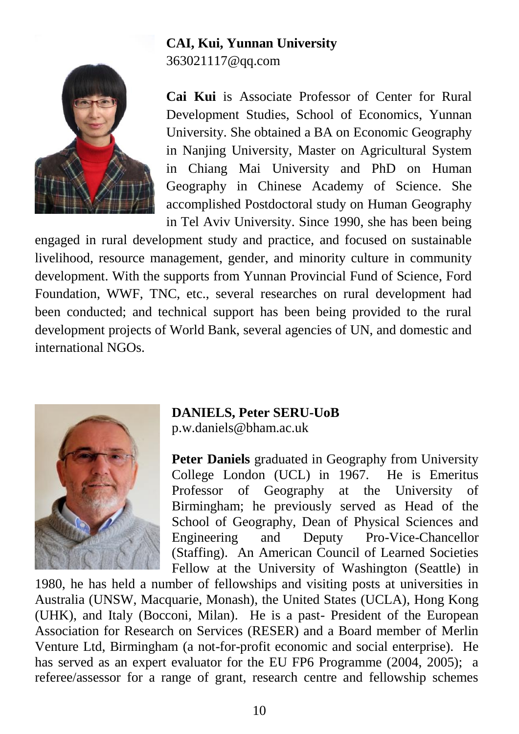**CAI, Kui, Yunnan University**
363021117@qq.com

**Cai Kui** is Associate Professor of Center for Rural Development Studies, School of Economics, Yunnan University. She obtained a BA on Economic Geography in Nanjing University, Master on Agricultural System in Chiang Mai University and PhD on Human Geography in Chinese Academy of Science. She accomplished Postdoctoral study on Human Geography in Tel Aviv University. Since 1990, she has been being engaged in rural development study and practice, and focused on sustainable livelihood, resource management, gender, and minority culture in community development. With the supports from Yunnan Provincial Fund of Science, Ford Foundation, WWF, TNC, etc., several researches on rural development had been conducted; and technical support has been being provided to the rural development projects of World Bank, several agencies of UN, and domestic and international NGOs.

**DANIELS, Peter SERU-UoB**
p.w.daniels@bham.ac.uk

**Peter Daniels** graduated in Geography from University College London (UCL) in 1967. He is Emeritus Professor of Geography at the University of Birmingham; he previously served as Head of the School of Geography, Dean of Physical Sciences and Engineering and Deputy Pro-Vice-Chancellor (Staffing). An American Council of Learned Societies Fellow at the University of Washington (Seattle) in 1980, he has held a number of fellowships and visiting posts at universities in Australia (UNSW, Macquarie, Monash), the United States (UCLA), Hong Kong (UHK), and Italy (Bocconi, Milan). He is a past- President of the European Association for Research on Services (RESER) and a Board member of Merlin Venture Ltd, Birmingham (a not-for-profit economic and social enterprise). He has served as an expert evaluator for the EU FP6 Programme (2004, 2005); a referee/assessor for a range of grant, research centre and fellowship schemes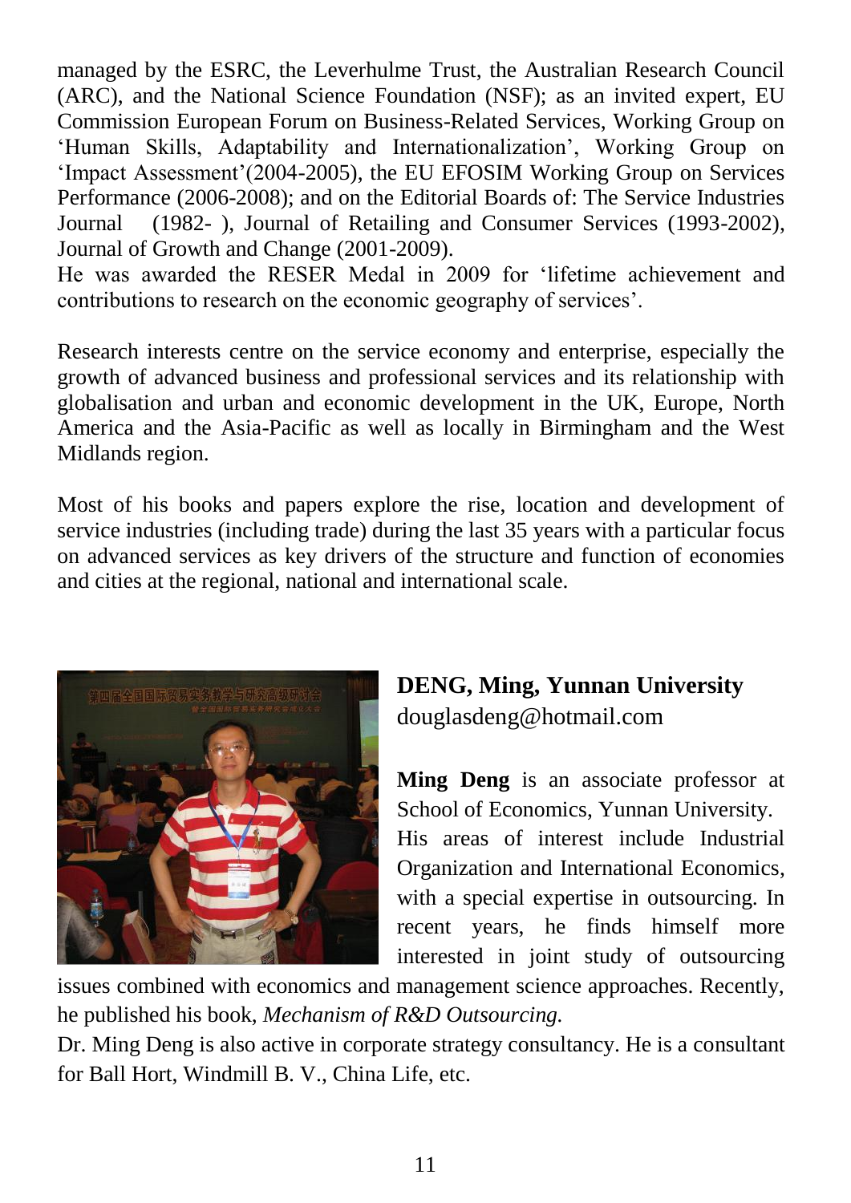managed by the ESRC, the Leverhulme Trust, the Australian Research Council (ARC), and the National Science Foundation (NSF); as an invited expert, EU Commission European Forum on Business-Related Services, Working Group on 'Human Skills, Adaptability and Internationalization', Working Group on 'Impact Assessment'(2004-2005), the EU EFOSIM Working Group on Services Performance (2006-2008); and on the Editorial Boards of: The Service Industries Journal (1982- ), Journal of Retailing and Consumer Services (1993-2002), Journal of Growth and Change (2001-2009).

He was awarded the RESER Medal in 2009 for 'lifetime achievement and contributions to research on the economic geography of services'.

Research interests centre on the service economy and enterprise, especially the growth of advanced business and professional services and its relationship with globalisation and urban and economic development in the UK, Europe, North America and the Asia-Pacific as well as locally in Birmingham and the West Midlands region.

Most of his books and papers explore the rise, location and development of service industries (including trade) during the last 35 years with a particular focus on advanced services as key drivers of the structure and function of economies and cities at the regional, national and international scale.

**DENG, Ming, Yunnan University**

douglasdeng@hotmail.com

**Ming Deng** is an associate professor at School of Economics, Yunnan University. His areas of interest include Industrial Organization and International Economics, with a special expertise in outsourcing. In recent years, he finds himself more interested in joint study of outsourcing issues combined with economics and management science approaches. Recently, he published his book, *Mechanism of R&D Outsourcing.*

Dr. Ming Deng is also active in corporate strategy consultancy. He is a consultant for Ball Hort, Windmill B. V., China Life, etc.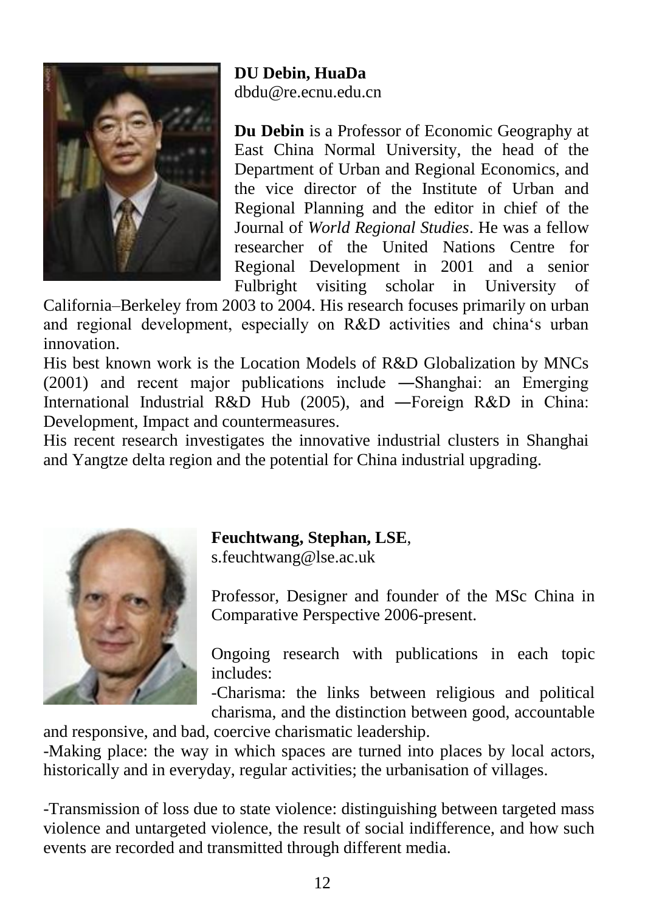**DU Debin, HuaDa**
dbdu@re.ecnu.edu.cn

**Du Debin** is a Professor of Economic Geography at East China Normal University, the head of the Department of Urban and Regional Economics, and the vice director of the Institute of Urban and Regional Planning and the editor in chief of the Journal of *World Regional Studies*. He was a fellow researcher of the United Nations Centre for Regional Development in 2001 and a senior Fulbright visiting scholar in University of California–Berkeley from 2003 to 2004. His research focuses primarily on urban and regional development, especially on R&D activities and china's urban innovation.

His best known work is the Location Models of R&D Globalization by MNCs (2001) and recent major publications include ―Shanghai: an Emerging International Industrial R&D Hub (2005), and ―Foreign R&D in China: Development, Impact and countermeasures.

His recent research investigates the innovative industrial clusters in Shanghai and Yangtze delta region and the potential for China industrial upgrading.

**Feuchtwang, Stephan, LSE**,
s.feuchtwang@lse.ac.uk

Professor, Designer and founder of the MSc China in Comparative Perspective 2006-present.

Ongoing research with publications in each topic includes:

-Charisma: the links between religious and political charisma, and the distinction between good, accountable and responsive, and bad, coercive charismatic leadership.

-Making place: the way in which spaces are turned into places by local actors, historically and in everyday, regular activities; the urbanisation of villages.

-Transmission of loss due to state violence: distinguishing between targeted mass violence and untargeted violence, the result of social indifference, and how such events are recorded and transmitted through different media.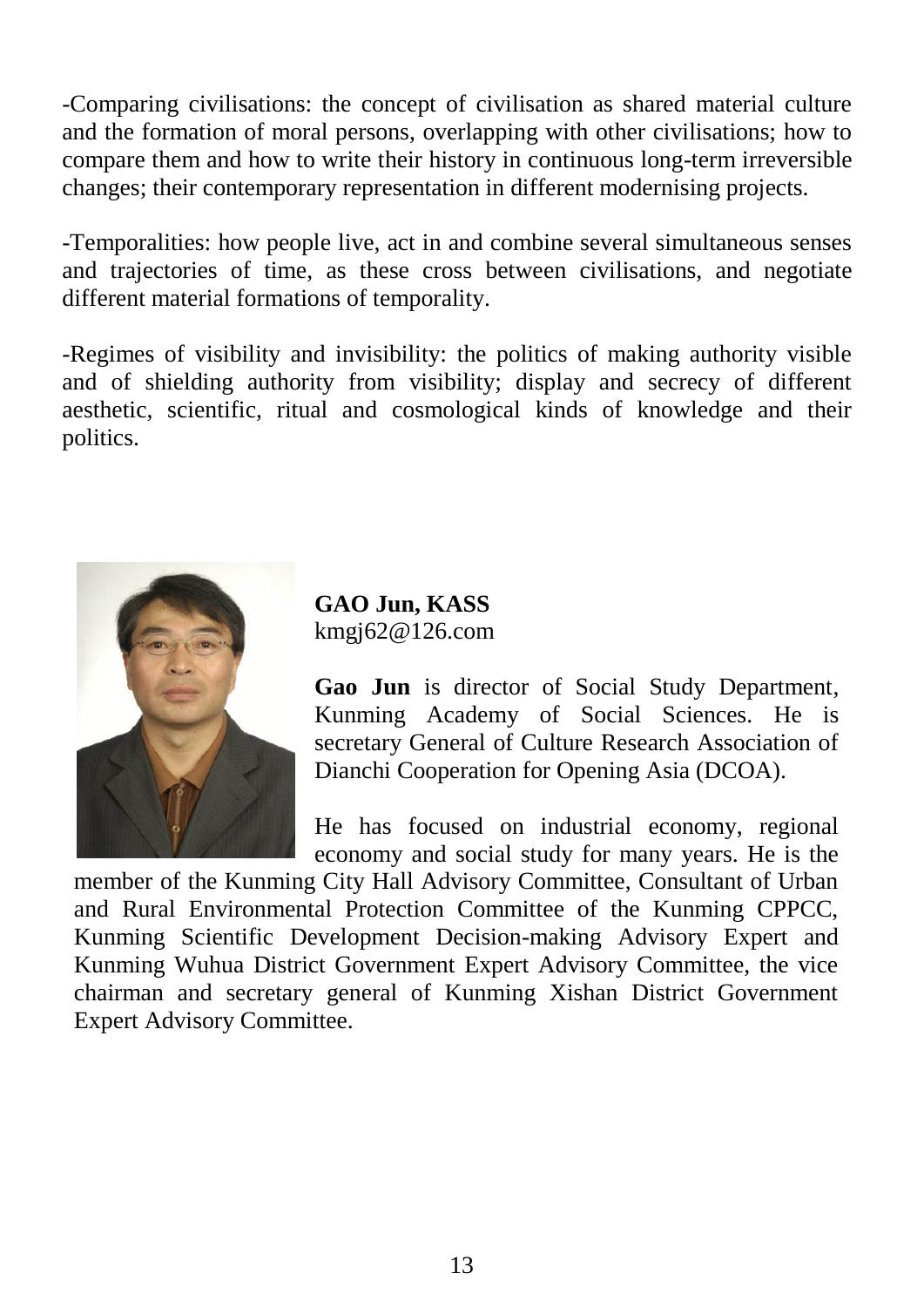-Comparing civilisations: the concept of civilisation as shared material culture and the formation of moral persons, overlapping with other civilisations; how to compare them and how to write their history in continuous long-term irreversible changes; their contemporary representation in different modernising projects.

-Temporalities: how people live, act in and combine several simultaneous senses and trajectories of time, as these cross between civilisations, and negotiate different material formations of temporality.

-Regimes of visibility and invisibility: the politics of making authority visible and of shielding authority from visibility; display and secrecy of different aesthetic, scientific, ritual and cosmological kinds of knowledge and their politics.

**GAO Jun, KASS**
kmgj62@126.com

**Gao Jun** is director of Social Study Department, Kunming Academy of Social Sciences. He is secretary General of Culture Research Association of Dianchi Cooperation for Opening Asia (DCOA).

He has focused on industrial economy, regional economy and social study for many years. He is the member of the Kunming City Hall Advisory Committee, Consultant of Urban and Rural Environmental Protection Committee of the Kunming CPPCC, Kunming Scientific Development Decision-making Advisory Expert and Kunming Wuhua District Government Expert Advisory Committee, the vice chairman and secretary general of Kunming Xishan District Government Expert Advisory Committee.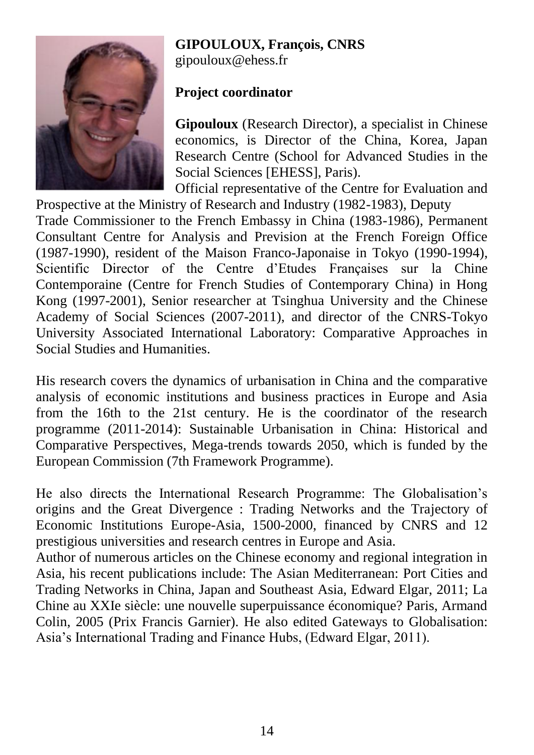**GIPOULOUX, François, CNRS**
gipouloux@ehess.fr

**Project coordinator**

**Gipouloux** (Research Director), a specialist in Chinese economics, is Director of the China, Korea, Japan Research Centre (School for Advanced Studies in the Social Sciences [EHESS], Paris).

Official representative of the Centre for Evaluation and Prospective at the Ministry of Research and Industry (1982-1983), Deputy Trade Commissioner to the French Embassy in China (1983-1986), Permanent Consultant Centre for Analysis and Prevision at the French Foreign Office (1987-1990), resident of the Maison Franco-Japonaise in Tokyo (1990-1994), Scientific Director of the Centre d'Etudes Françaises sur la Chine Contemporaine (Centre for French Studies of Contemporary China) in Hong Kong (1997-2001), Senior researcher at Tsinghua University and the Chinese Academy of Social Sciences (2007-2011), and director of the CNRS-Tokyo University Associated International Laboratory: Comparative Approaches in Social Studies and Humanities.

His research covers the dynamics of urbanisation in China and the comparative analysis of economic institutions and business practices in Europe and Asia from the 16th to the 21st century. He is the coordinator of the research programme (2011-2014): Sustainable Urbanisation in China: Historical and Comparative Perspectives, Mega-trends towards 2050, which is funded by the European Commission (7th Framework Programme).

He also directs the International Research Programme: The Globalisation's origins and the Great Divergence : Trading Networks and the Trajectory of Economic Institutions Europe-Asia, 1500-2000, financed by CNRS and 12 prestigious universities and research centres in Europe and Asia.

Author of numerous articles on the Chinese economy and regional integration in Asia, his recent publications include: The Asian Mediterranean: Port Cities and Trading Networks in China, Japan and Southeast Asia, Edward Elgar, 2011; La Chine au XXIe siècle: une nouvelle superpuissance économique? Paris, Armand Colin, 2005 (Prix Francis Garnier). He also edited Gateways to Globalisation: Asia's International Trading and Finance Hubs, (Edward Elgar, 2011).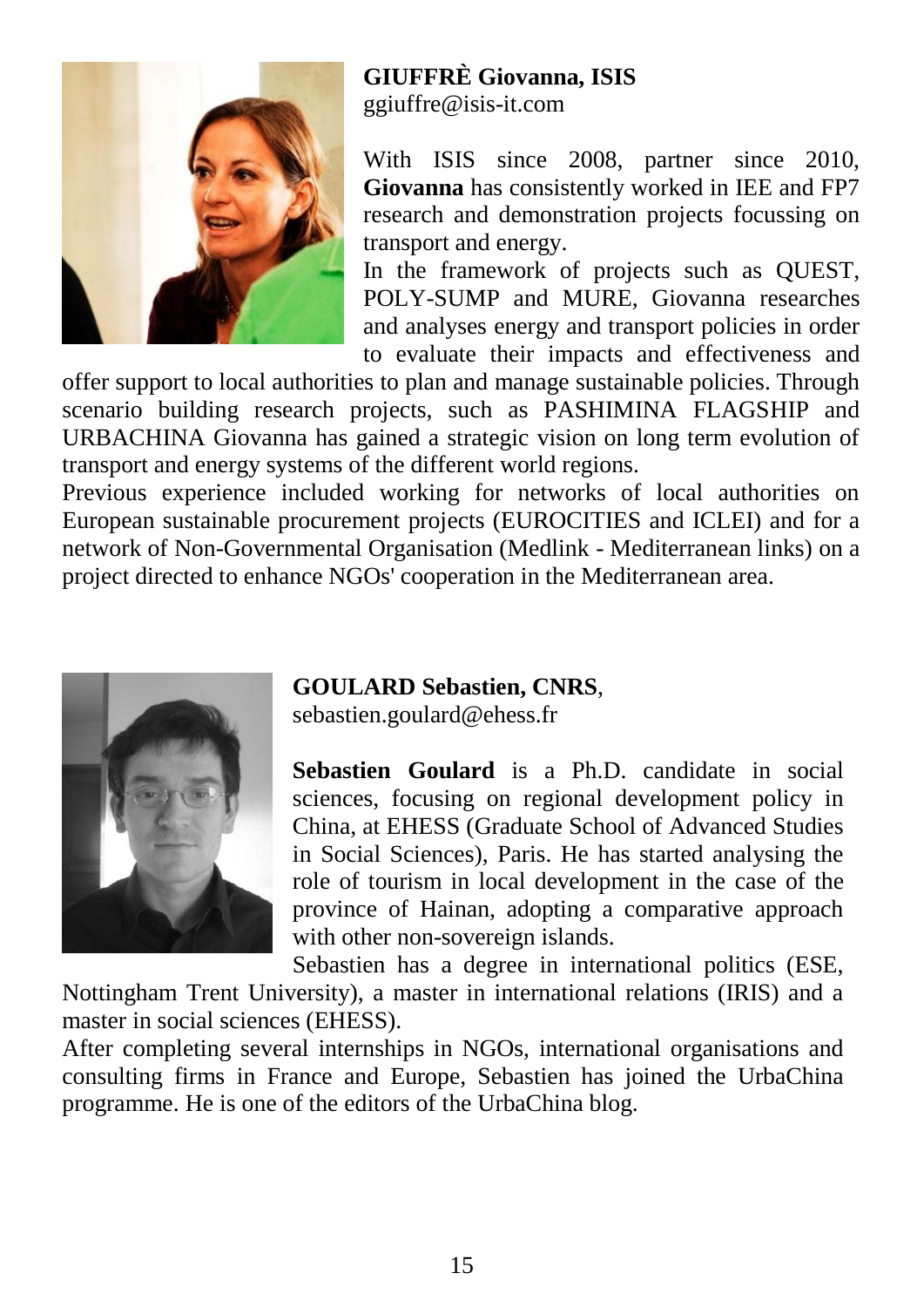**GIUFFRÈ Giovanna, ISIS**
ggiuffre@isis-it.com

With ISIS since 2008, partner since 2010, **Giovanna** has consistently worked in IEE and FP7 research and demonstration projects focussing on transport and energy.
In the framework of projects such as QUEST, POLY-SUMP and MURE, Giovanna researches and analyses energy and transport policies in order to evaluate their impacts and effectiveness and offer support to local authorities to plan and manage sustainable policies. Through scenario building research projects, such as PASHIMINA FLAGSHIP and URBACHINA Giovanna has gained a strategic vision on long term evolution of transport and energy systems of the different world regions.
Previous experience included working for networks of local authorities on European sustainable procurement projects (EUROCITIES and ICLEI) and for a network of Non-Governmental Organisation (Medlink - Mediterranean links) on a project directed to enhance NGOs' cooperation in the Mediterranean area.

**GOULARD Sebastien, CNRS**,
sebastien.goulard@ehess.fr

**Sebastien Goulard** is a Ph.D. candidate in social sciences, focusing on regional development policy in China, at EHESS (Graduate School of Advanced Studies in Social Sciences), Paris. He has started analysing the role of tourism in local development in the case of the province of Hainan, adopting a comparative approach with other non-sovereign islands.
Sebastien has a degree in international politics (ESE, Nottingham Trent University), a master in international relations (IRIS) and a master in social sciences (EHESS).
After completing several internships in NGOs, international organisations and consulting firms in France and Europe, Sebastien has joined the UrbaChina programme. He is one of the editors of the UrbaChina blog.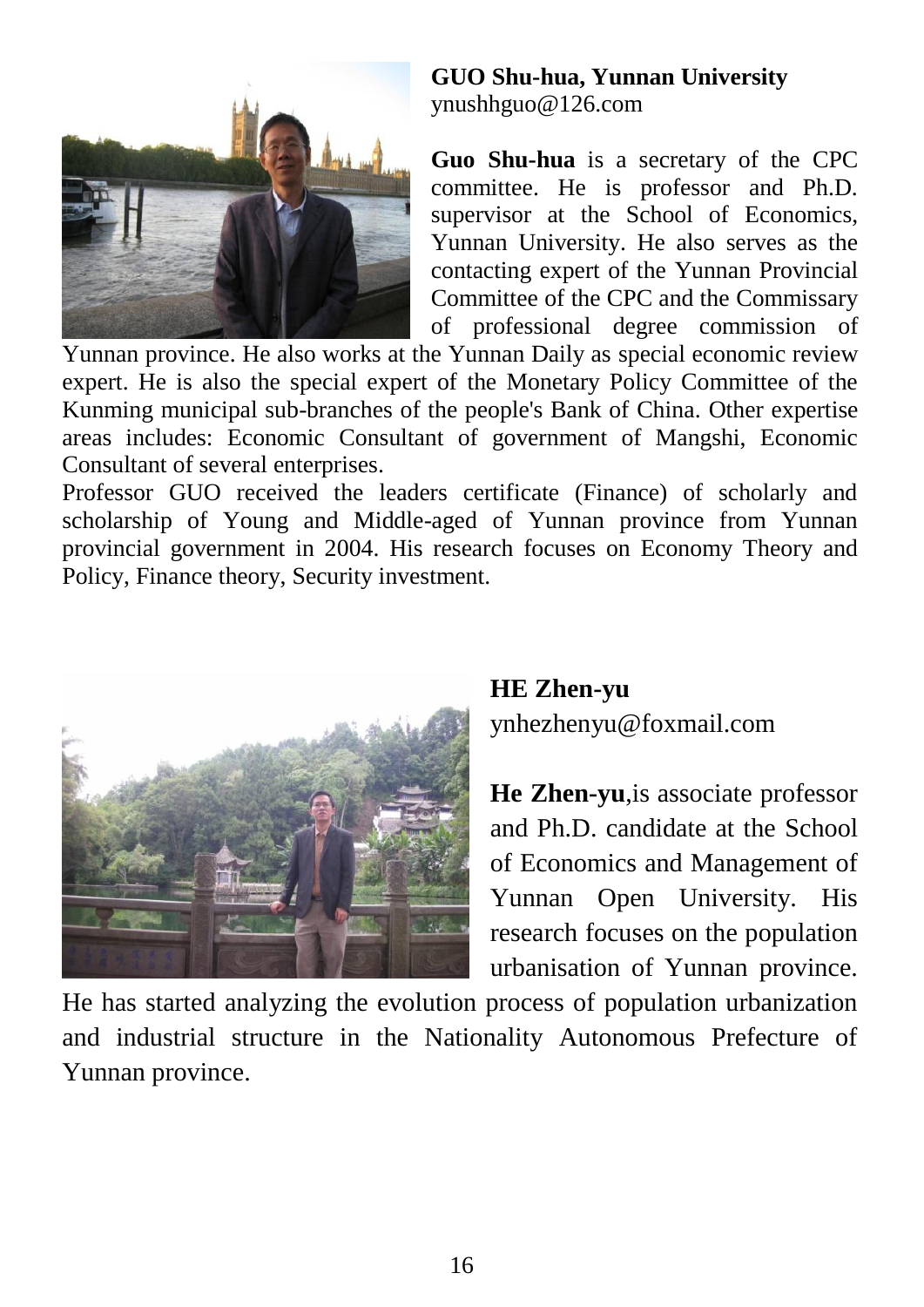**GUO Shu-hua, Yunnan University**
ynushhguo@126.com

**Guo Shu-hua** is a secretary of the CPC committee. He is professor and Ph.D. supervisor at the School of Economics, Yunnan University. He also serves as the contacting expert of the Yunnan Provincial Committee of the CPC and the Commissary of professional degree commission of Yunnan province. He also works at the Yunnan Daily as special economic review expert. He is also the special expert of the Monetary Policy Committee of the Kunming municipal sub-branches of the people's Bank of China. Other expertise areas includes: Economic Consultant of government of Mangshi, Economic Consultant of several enterprises.

Professor GUO received the leaders certificate (Finance) of scholarly and scholarship of Young and Middle-aged of Yunnan province from Yunnan provincial government in 2004. His research focuses on Economy Theory and Policy, Finance theory, Security investment.

**HE Zhen-yu**
ynhezhenyu@foxmail.com

**He Zhen-yu**,is associate professor and Ph.D. candidate at the School of Economics and Management of Yunnan Open University. His research focuses on the population urbanisation of Yunnan province. He has started analyzing the evolution process of population urbanization and industrial structure in the Nationality Autonomous Prefecture of Yunnan province.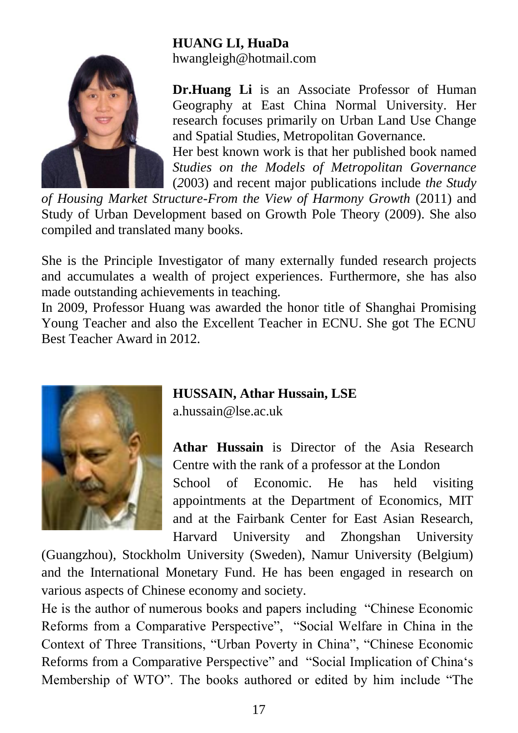**HUANG LI, HuaDa**
hwangleigh@hotmail.com

**Dr.Huang Li** is an Associate Professor of Human Geography at East China Normal University. Her research focuses primarily on Urban Land Use Change and Spatial Studies, Metropolitan Governance.
Her best known work is that her published book named *Studies on the Models of Metropolitan Governance* (*2*003) and recent major publications include *the Study of Housing Market Structure-From the View of Harmony Growth* (2011) and Study of Urban Development based on Growth Pole Theory (2009). She also compiled and translated many books.

She is the Principle Investigator of many externally funded research projects and accumulates a wealth of project experiences. Furthermore, she has also made outstanding achievements in teaching.
In 2009, Professor Huang was awarded the honor title of Shanghai Promising Young Teacher and also the Excellent Teacher in ECNU. She got The ECNU Best Teacher Award in 2012.

**HUSSAIN, Athar Hussain, LSE**
a.hussain@lse.ac.uk

**Athar Hussain** is Director of the Asia Research Centre with the rank of a professor at the London School of Economic. He has held visiting appointments at the Department of Economics, MIT and at the Fairbank Center for East Asian Research, Harvard University and Zhongshan University (Guangzhou), Stockholm University (Sweden), Namur University (Belgium) and the International Monetary Fund. He has been engaged in research on various aspects of Chinese economy and society.
He is the author of numerous books and papers including "Chinese Economic Reforms from a Comparative Perspective", "Social Welfare in China in the Context of Three Transitions, "Urban Poverty in China", "Chinese Economic Reforms from a Comparative Perspective" and "Social Implication of China's Membership of WTO". The books authored or edited by him include "The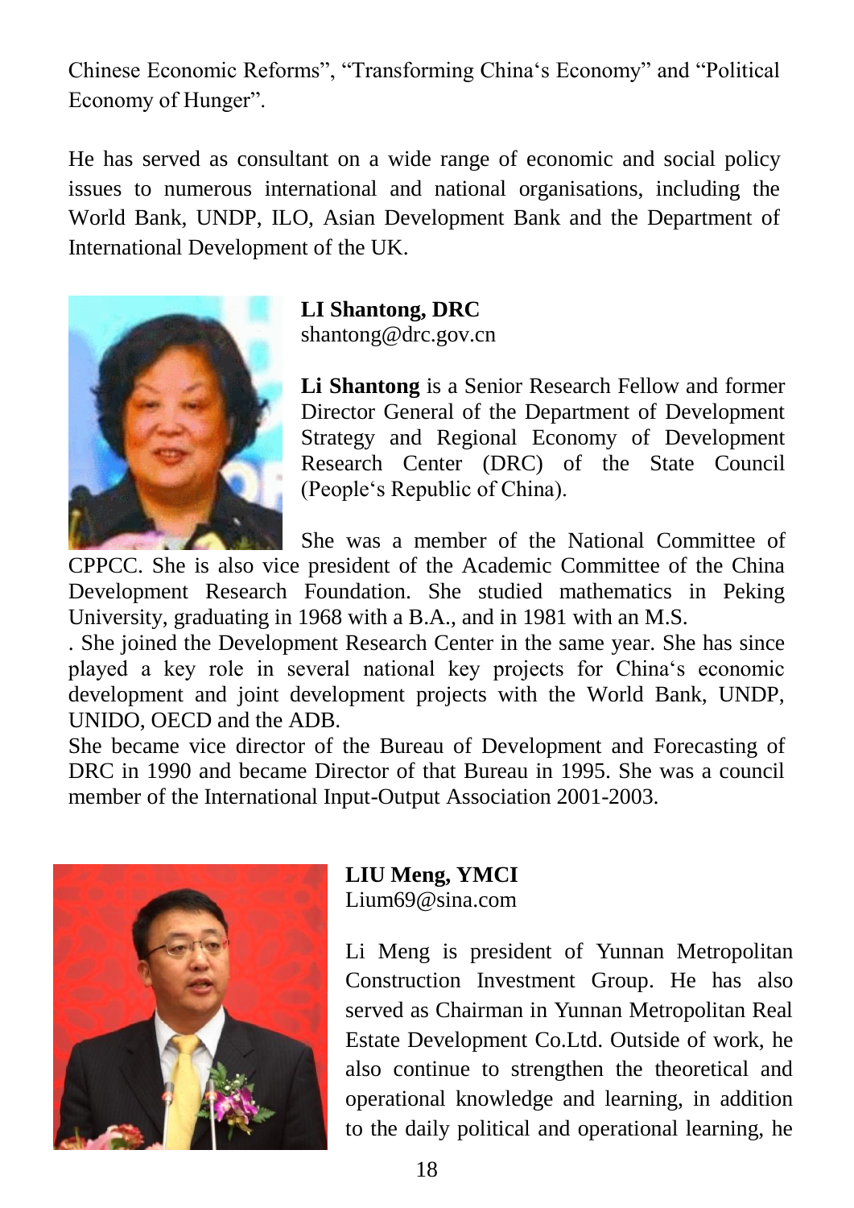Chinese Economic Reforms", "Transforming China's Economy" and "Political Economy of Hunger".

He has served as consultant on a wide range of economic and social policy issues to numerous international and national organisations, including the World Bank, UNDP, ILO, Asian Development Bank and the Department of International Development of the UK.

**LI Shantong, DRC**
shantong@drc.gov.cn

**Li Shantong** is a Senior Research Fellow and former Director General of the Department of Development Strategy and Regional Economy of Development Research Center (DRC) of the State Council (People's Republic of China).

She was a member of the National Committee of CPPCC. She is also vice president of the Academic Committee of the China Development Research Foundation. She studied mathematics in Peking University, graduating in 1968 with a B.A., and in 1981 with an M.S.
. She joined the Development Research Center in the same year. She has since played a key role in several national key projects for China's economic development and joint development projects with the World Bank, UNDP, UNIDO, OECD and the ADB.
She became vice director of the Bureau of Development and Forecasting of DRC in 1990 and became Director of that Bureau in 1995. She was a council member of the International Input-Output Association 2001-2003.

**LIU Meng, YMCI**
Lium69@sina.com

Li Meng is president of Yunnan Metropolitan Construction Investment Group. He has also served as Chairman in Yunnan Metropolitan Real Estate Development Co.Ltd. Outside of work, he also continue to strengthen the theoretical and operational knowledge and learning, in addition to the daily political and operational learning, he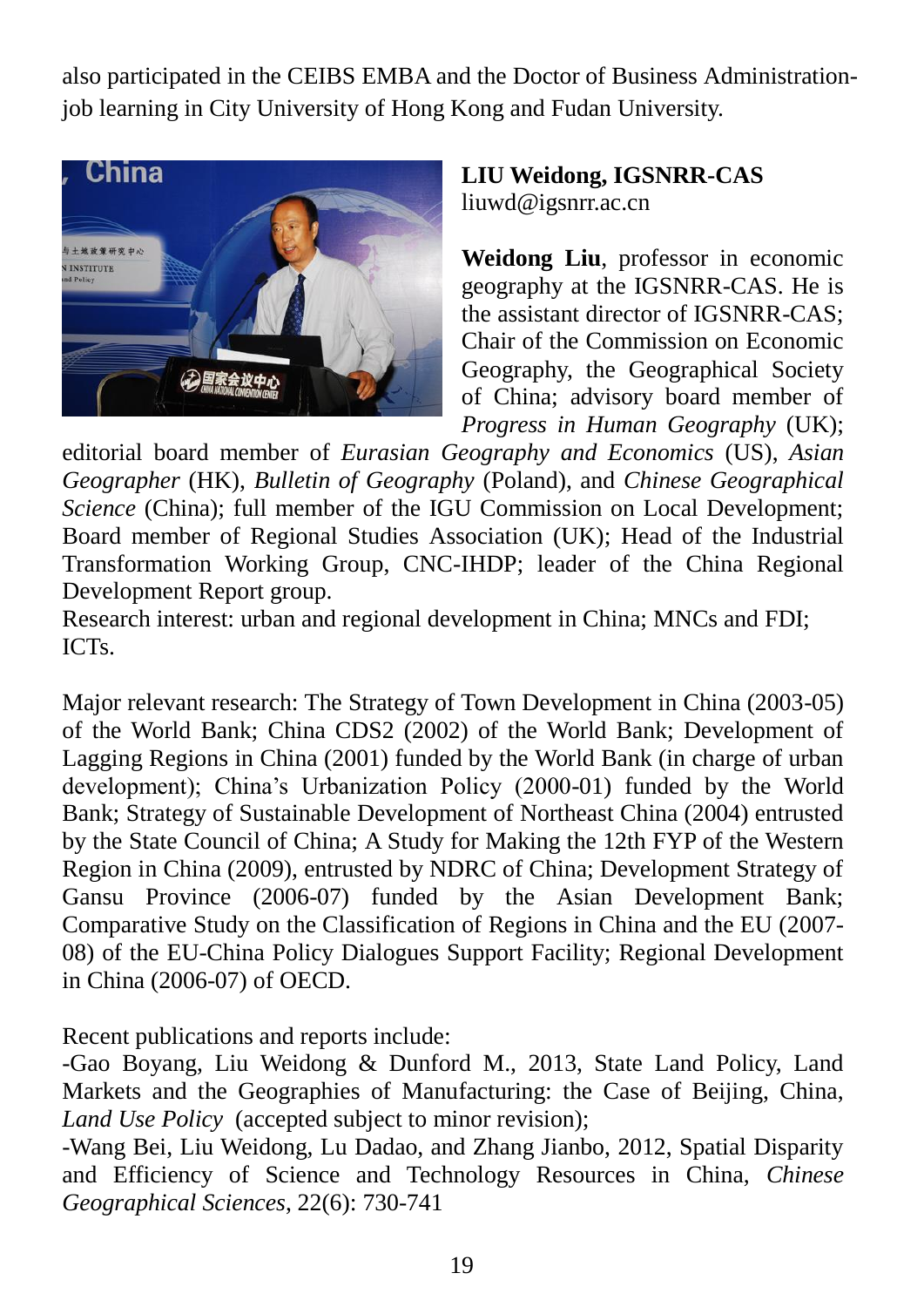also participated in the CEIBS EMBA and the Doctor of Business Administration-job learning in City University of Hong Kong and Fudan University.

**LIU Weidong, IGSNRR-CAS**
liuwd@igsnrr.ac.cn

**Weidong Liu**, professor in economic geography at the IGSNRR-CAS. He is the assistant director of IGSNRR-CAS; Chair of the Commission on Economic Geography, the Geographical Society of China; advisory board member of *Progress in Human Geography* (UK); editorial board member of *Eurasian Geography and Economics* (US), *Asian Geographer* (HK), *Bulletin of Geography* (Poland), and *Chinese Geographical Science* (China); full member of the IGU Commission on Local Development; Board member of Regional Studies Association (UK); Head of the Industrial Transformation Working Group, CNC-IHDP; leader of the China Regional Development Report group.
Research interest: urban and regional development in China; MNCs and FDI; ICTs.

Major relevant research: The Strategy of Town Development in China (2003-05) of the World Bank; China CDS2 (2002) of the World Bank; Development of Lagging Regions in China (2001) funded by the World Bank (in charge of urban development); China's Urbanization Policy (2000-01) funded by the World Bank; Strategy of Sustainable Development of Northeast China (2004) entrusted by the State Council of China; A Study for Making the 12th FYP of the Western Region in China (2009), entrusted by NDRC of China; Development Strategy of Gansu Province (2006-07) funded by the Asian Development Bank; Comparative Study on the Classification of Regions in China and the EU (2007-08) of the EU-China Policy Dialogues Support Facility; Regional Development in China (2006-07) of OECD.

Recent publications and reports include:
-Gao Boyang, Liu Weidong & Dunford M., 2013, State Land Policy, Land Markets and the Geographies of Manufacturing: the Case of Beijing, China, *Land Use Policy* (accepted subject to minor revision);
-Wang Bei, Liu Weidong, Lu Dadao, and Zhang Jianbo, 2012, Spatial Disparity and Efficiency of Science and Technology Resources in China, *Chinese Geographical Sciences*, 22(6): 730-741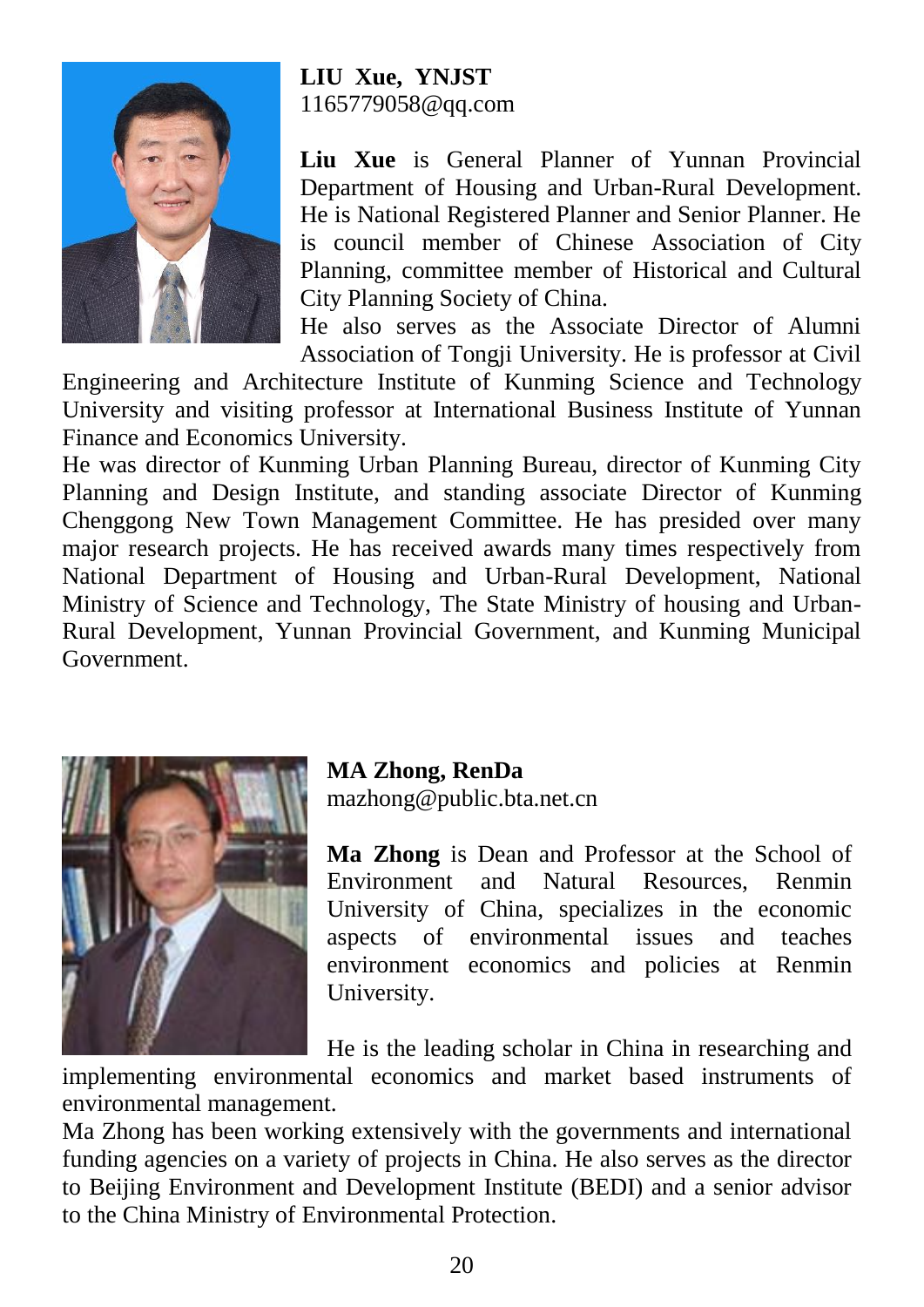**LIU Xue, YNJST**
1165779058@qq.com

**Liu Xue** is General Planner of Yunnan Provincial Department of Housing and Urban-Rural Development. He is National Registered Planner and Senior Planner. He is council member of Chinese Association of City Planning, committee member of Historical and Cultural City Planning Society of China.
He also serves as the Associate Director of Alumni Association of Tongji University. He is professor at Civil Engineering and Architecture Institute of Kunming Science and Technology University and visiting professor at International Business Institute of Yunnan Finance and Economics University.
He was director of Kunming Urban Planning Bureau, director of Kunming City Planning and Design Institute, and standing associate Director of Kunming Chenggong New Town Management Committee. He has presided over many major research projects. He has received awards many times respectively from National Department of Housing and Urban-Rural Development, National Ministry of Science and Technology, The State Ministry of housing and Urban-Rural Development, Yunnan Provincial Government, and Kunming Municipal Government.

**MA Zhong, RenDa**
mazhong@public.bta.net.cn

**Ma Zhong** is Dean and Professor at the School of Environment and Natural Resources, Renmin University of China, specializes in the economic aspects of environmental issues and teaches environment economics and policies at Renmin University.

He is the leading scholar in China in researching and implementing environmental economics and market based instruments of environmental management.
Ma Zhong has been working extensively with the governments and international funding agencies on a variety of projects in China. He also serves as the director to Beijing Environment and Development Institute (BEDI) and a senior advisor to the China Ministry of Environmental Protection.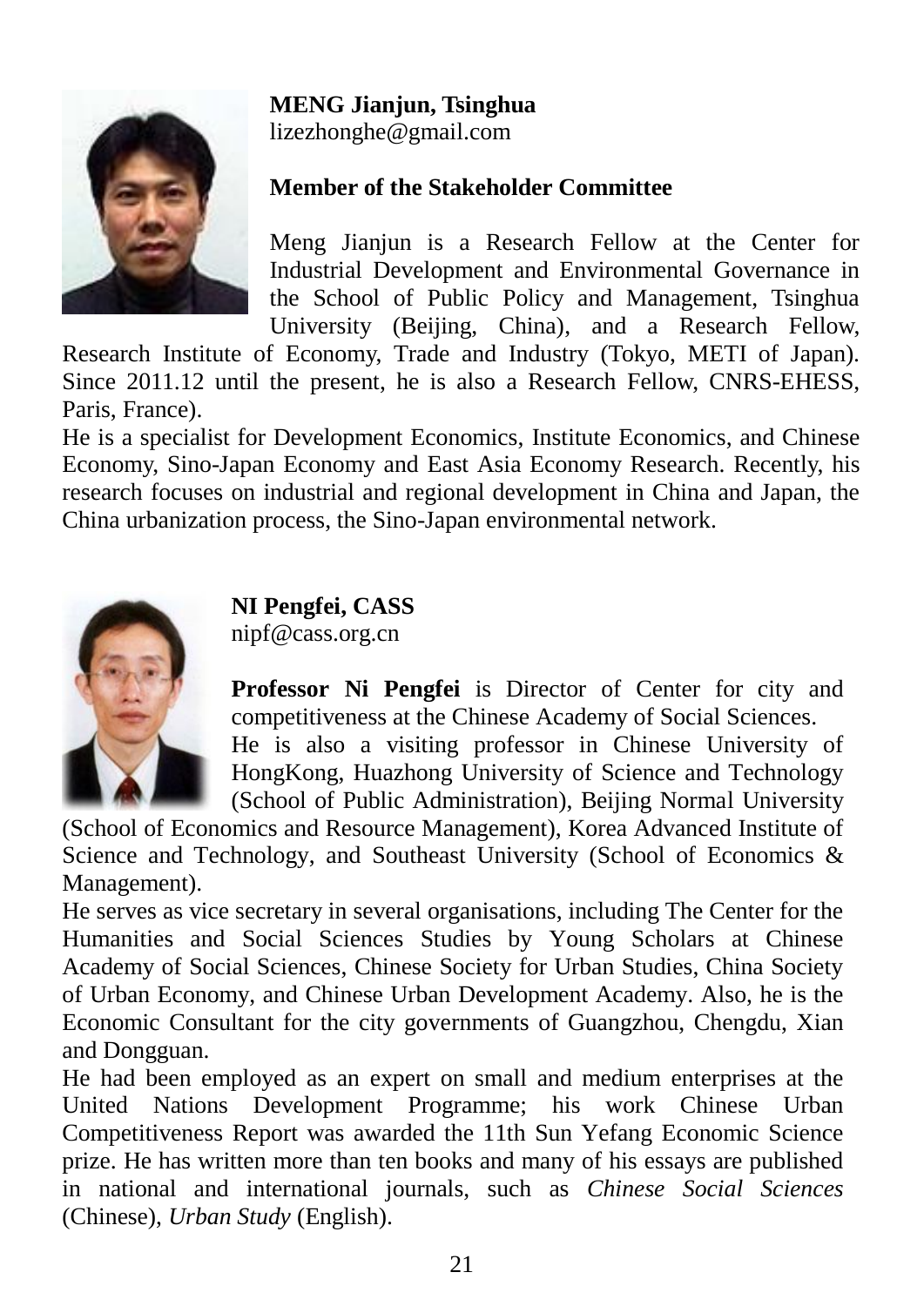**MENG Jianjun, Tsinghua**
lizezhonghe@gmail.com

**Member of the Stakeholder Committee**

Meng Jianjun is a Research Fellow at the Center for Industrial Development and Environmental Governance in the School of Public Policy and Management, Tsinghua University (Beijing, China), and a Research Fellow, Research Institute of Economy, Trade and Industry (Tokyo, METI of Japan). Since 2011.12 until the present, he is also a Research Fellow, CNRS-EHESS, Paris, France).

He is a specialist for Development Economics, Institute Economics, and Chinese Economy, Sino-Japan Economy and East Asia Economy Research. Recently, his research focuses on industrial and regional development in China and Japan, the China urbanization process, the Sino-Japan environmental network.

**NI Pengfei, CASS**
nipf@cass.org.cn

**Professor Ni Pengfei** is Director of Center for city and competitiveness at the Chinese Academy of Social Sciences.
He is also a visiting professor in Chinese University of HongKong, Huazhong University of Science and Technology (School of Public Administration), Beijing Normal University (School of Economics and Resource Management), Korea Advanced Institute of Science and Technology, and Southeast University (School of Economics & Management).

He serves as vice secretary in several organisations, including The Center for the Humanities and Social Sciences Studies by Young Scholars at Chinese Academy of Social Sciences, Chinese Society for Urban Studies, China Society of Urban Economy, and Chinese Urban Development Academy. Also, he is the Economic Consultant for the city governments of Guangzhou, Chengdu, Xian and Dongguan.

He had been employed as an expert on small and medium enterprises at the United Nations Development Programme; his work Chinese Urban Competitiveness Report was awarded the 11th Sun Yefang Economic Science prize. He has written more than ten books and many of his essays are published in national and international journals, such as *Chinese Social Sciences* (Chinese), *Urban Study* (English).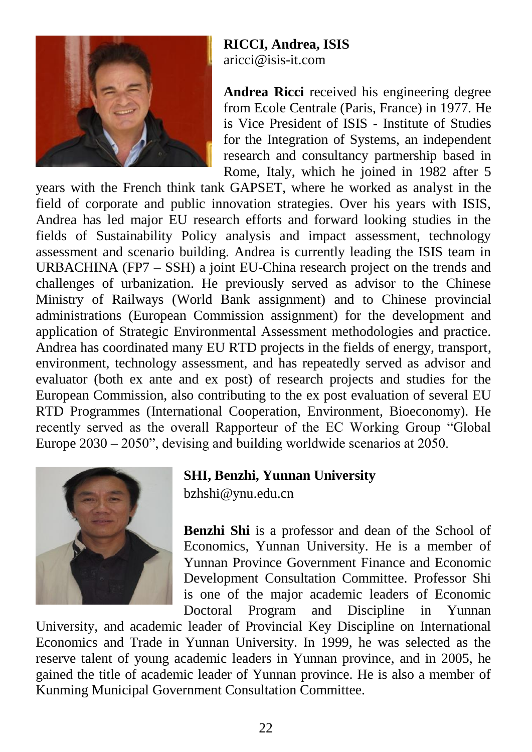**RICCI, Andrea, ISIS**
aricci@isis-it.com

**Andrea Ricci** received his engineering degree from Ecole Centrale (Paris, France) in 1977. He is Vice President of ISIS - Institute of Studies for the Integration of Systems, an independent research and consultancy partnership based in Rome, Italy, which he joined in 1982 after 5 years with the French think tank GAPSET, where he worked as analyst in the field of corporate and public innovation strategies. Over his years with ISIS, Andrea has led major EU research efforts and forward looking studies in the fields of Sustainability Policy analysis and impact assessment, technology assessment and scenario building. Andrea is currently leading the ISIS team in URBACHINA (FP7 – SSH) a joint EU-China research project on the trends and challenges of urbanization. He previously served as advisor to the Chinese Ministry of Railways (World Bank assignment) and to Chinese provincial administrations (European Commission assignment) for the development and application of Strategic Environmental Assessment methodologies and practice. Andrea has coordinated many EU RTD projects in the fields of energy, transport, environment, technology assessment, and has repeatedly served as advisor and evaluator (both ex ante and ex post) of research projects and studies for the European Commission, also contributing to the ex post evaluation of several EU RTD Programmes (International Cooperation, Environment, Bioeconomy). He recently served as the overall Rapporteur of the EC Working Group "Global Europe 2030 – 2050", devising and building worldwide scenarios at 2050.

**SHI, Benzhi, Yunnan University**
bzhshi@ynu.edu.cn

**Benzhi Shi** is a professor and dean of the School of Economics, Yunnan University. He is a member of Yunnan Province Government Finance and Economic Development Consultation Committee. Professor Shi is one of the major academic leaders of Economic Doctoral Program and Discipline in Yunnan University, and academic leader of Provincial Key Discipline on International Economics and Trade in Yunnan University. In 1999, he was selected as the reserve talent of young academic leaders in Yunnan province, and in 2005, he gained the title of academic leader of Yunnan province. He is also a member of Kunming Municipal Government Consultation Committee.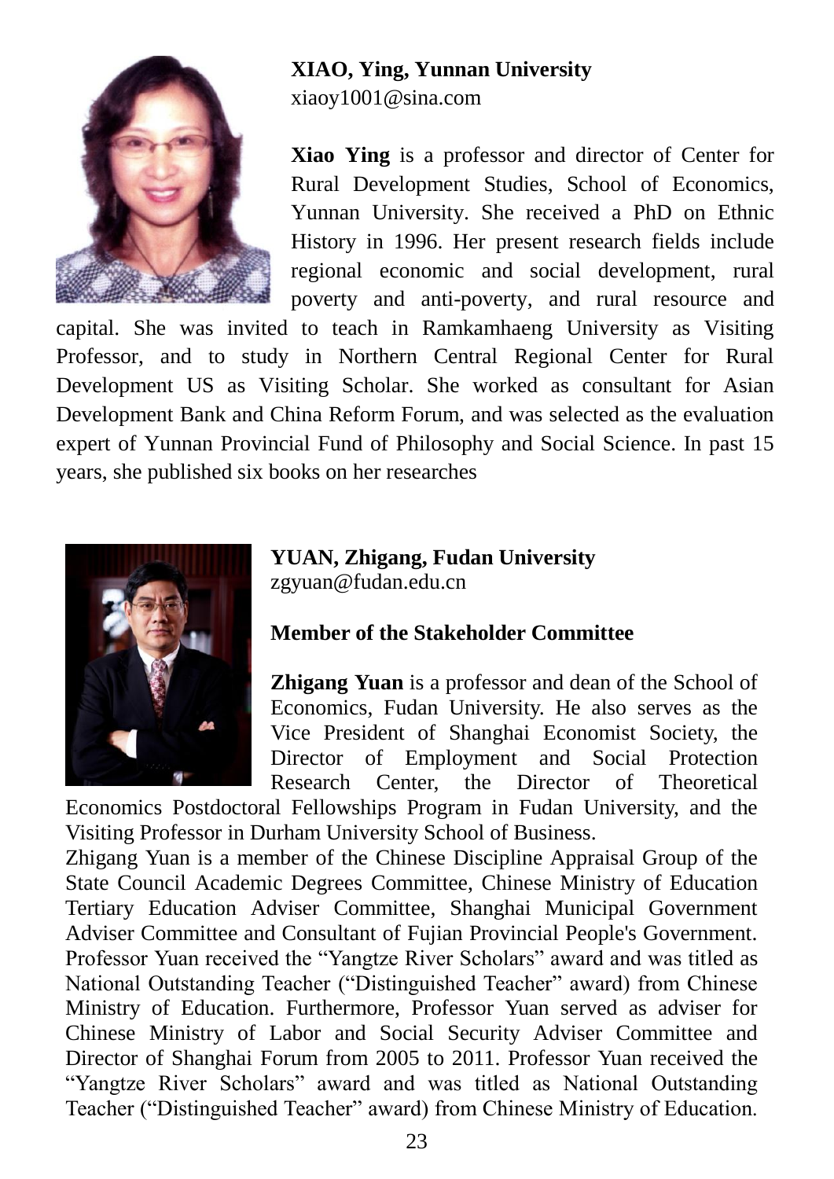**XIAO, Ying, Yunnan University**
xiaoy1001@sina.com

**Xiao Ying** is a professor and director of Center for Rural Development Studies, School of Economics, Yunnan University. She received a PhD on Ethnic History in 1996. Her present research fields include regional economic and social development, rural poverty and anti-poverty, and rural resource and capital. She was invited to teach in Ramkamhaeng University as Visiting Professor, and to study in Northern Central Regional Center for Rural Development US as Visiting Scholar. She worked as consultant for Asian Development Bank and China Reform Forum, and was selected as the evaluation expert of Yunnan Provincial Fund of Philosophy and Social Science. In past 15 years, she published six books on her researches

**YUAN, Zhigang, Fudan University**
zgyuan@fudan.edu.cn

**Member of the Stakeholder Committee**

**Zhigang Yuan** is a professor and dean of the School of Economics, Fudan University. He also serves as the Vice President of Shanghai Economist Society, the Director of Employment and Social Protection Research Center, the Director of Theoretical Economics Postdoctoral Fellowships Program in Fudan University, and the Visiting Professor in Durham University School of Business.

Zhigang Yuan is a member of the Chinese Discipline Appraisal Group of the State Council Academic Degrees Committee, Chinese Ministry of Education Tertiary Education Adviser Committee, Shanghai Municipal Government Adviser Committee and Consultant of Fujian Provincial People's Government. Professor Yuan received the "Yangtze River Scholars" award and was titled as National Outstanding Teacher ("Distinguished Teacher" award) from Chinese Ministry of Education. Furthermore, Professor Yuan served as adviser for Chinese Ministry of Labor and Social Security Adviser Committee and Director of Shanghai Forum from 2005 to 2011. Professor Yuan received the "Yangtze River Scholars" award and was titled as National Outstanding Teacher ("Distinguished Teacher" award) from Chinese Ministry of Education.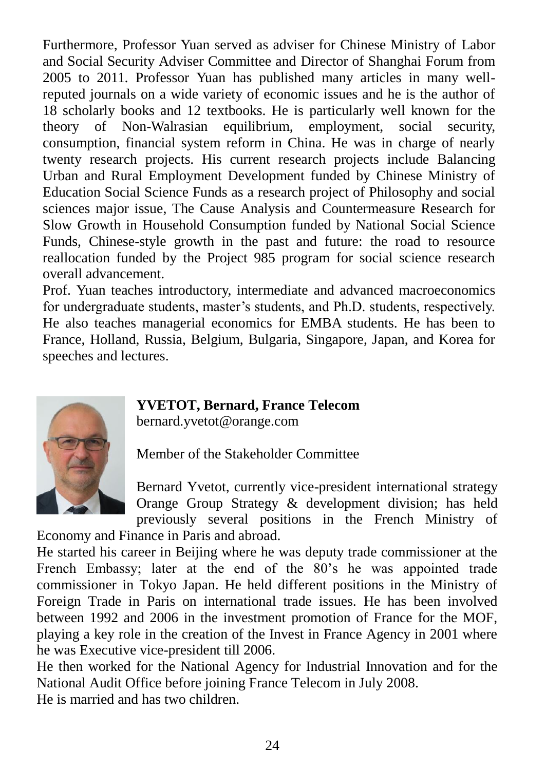Furthermore, Professor Yuan served as adviser for Chinese Ministry of Labor and Social Security Adviser Committee and Director of Shanghai Forum from 2005 to 2011. Professor Yuan has published many articles in many well-reputed journals on a wide variety of economic issues and he is the author of 18 scholarly books and 12 textbooks. He is particularly well known for the theory of Non-Walrasian equilibrium, employment, social security, consumption, financial system reform in China. He was in charge of nearly twenty research projects. His current research projects include Balancing Urban and Rural Employment Development funded by Chinese Ministry of Education Social Science Funds as a research project of Philosophy and social sciences major issue, The Cause Analysis and Countermeasure Research for Slow Growth in Household Consumption funded by National Social Science Funds, Chinese-style growth in the past and future: the road to resource reallocation funded by the Project 985 program for social science research overall advancement.

Prof. Yuan teaches introductory, intermediate and advanced macroeconomics for undergraduate students, master's students, and Ph.D. students, respectively. He also teaches managerial economics for EMBA students. He has been to France, Holland, Russia, Belgium, Bulgaria, Singapore, Japan, and Korea for speeches and lectures.

**YVETOT, Bernard, France Telecom**
bernard.yvetot@orange.com

Member of the Stakeholder Committee

Bernard Yvetot, currently vice-president international strategy Orange Group Strategy & development division; has held previously several positions in the French Ministry of Economy and Finance in Paris and abroad.

He started his career in Beijing where he was deputy trade commissioner at the French Embassy; later at the end of the 80's he was appointed trade commissioner in Tokyo Japan. He held different positions in the Ministry of Foreign Trade in Paris on international trade issues. He has been involved between 1992 and 2006 in the investment promotion of France for the MOF, playing a key role in the creation of the Invest in France Agency in 2001 where he was Executive vice-president till 2006.

He then worked for the National Agency for Industrial Innovation and for the National Audit Office before joining France Telecom in July 2008.

He is married and has two children.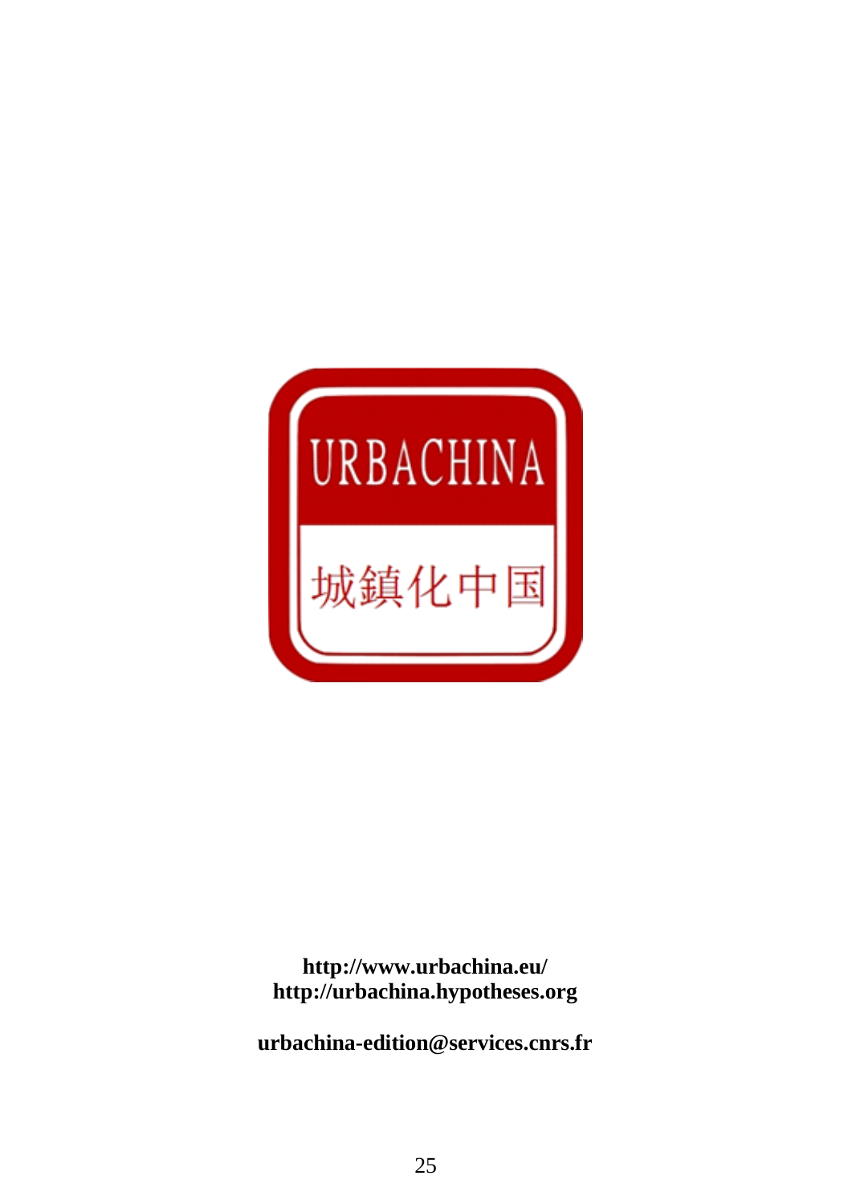URBACHINA

城鎮化中国

**http://www.urbachina.eu/**
**http://urbachina.hypotheses.org**

**urbachina-edition@services.cnrs.fr**